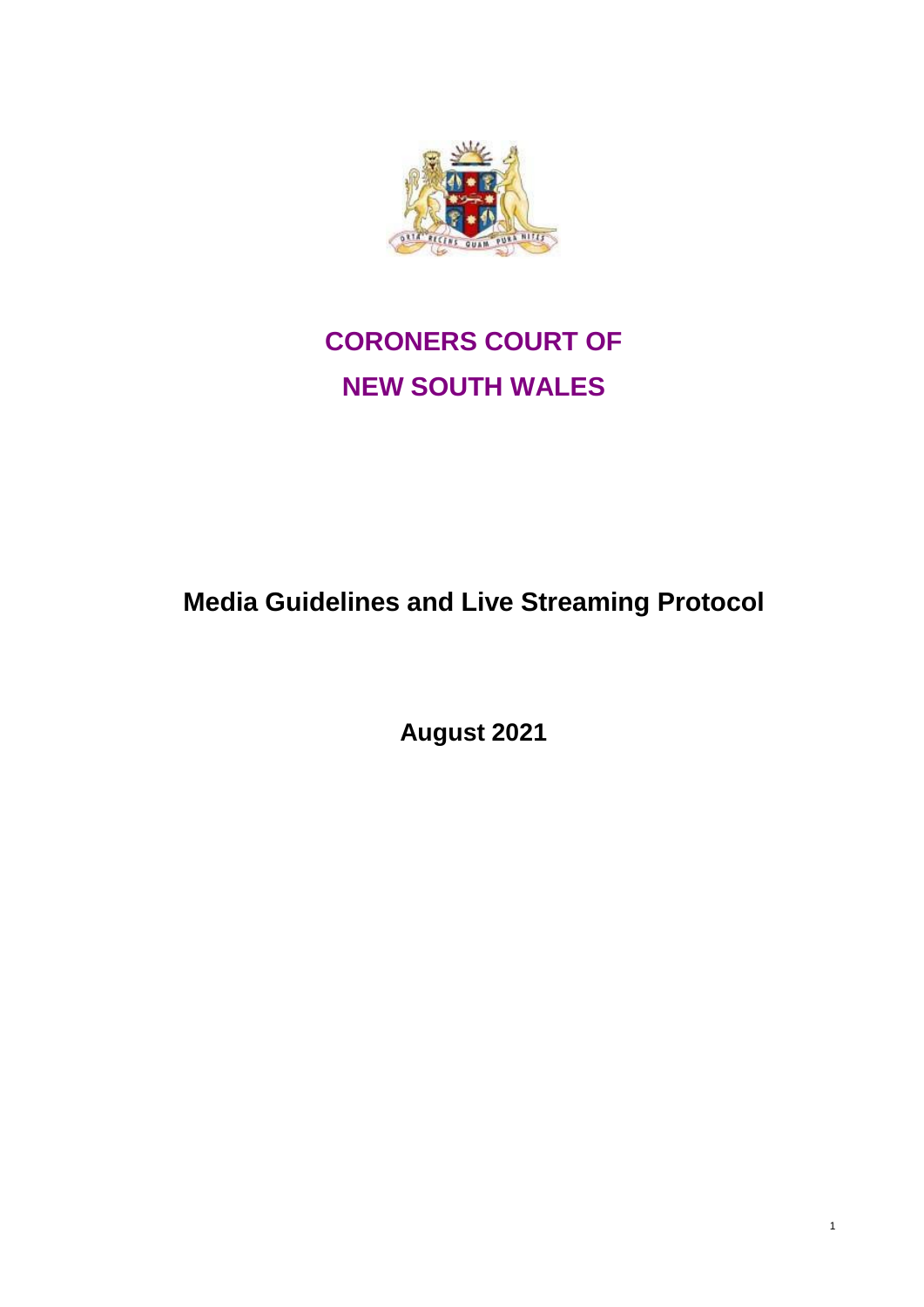# CORONERS COURT OF NEW SOUTH WALES

## Media Guidelines and Live Streaming Protocol

**August 2021**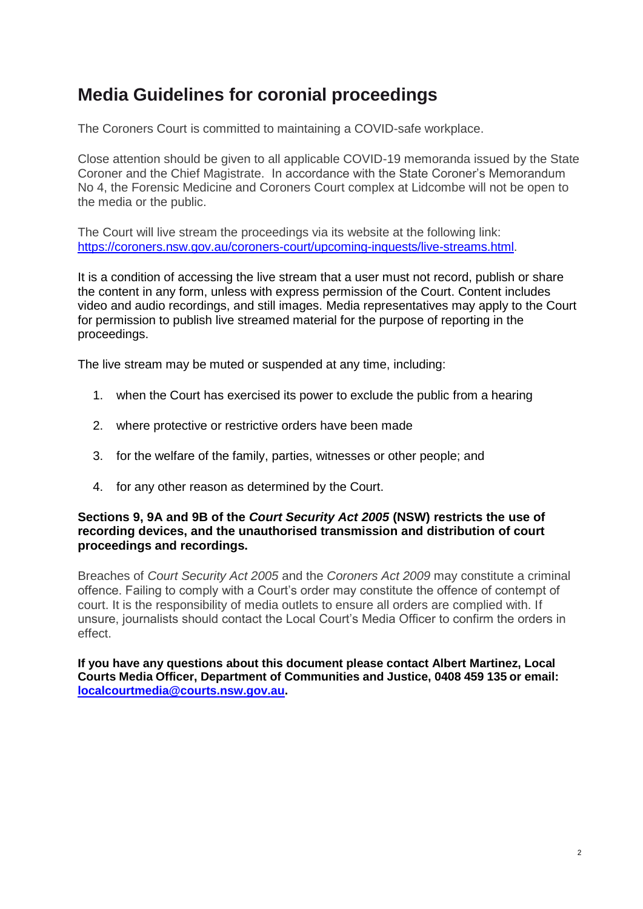# Media Guidelines for coronial proceedings

The Coroners Court is committed to maintaining a COVID-safe workplace.

Close attention should be given to all applicable COVID-19 memoranda issued by the State Coroner and the Chief Magistrate. In accordance with the State Coroner's Memorandum No 4, the Forensic Medicine and Coroners Court complex at Lidcombe will not be open to the media or the public.

The Court will live stream the proceedings via its website at the following link: [https://coroners.nsw.gov.au/coroners-court/upcoming-inquests/live-streams.html](https://coroners.nsw.gov.au/coroners-court/upcoming-inquests/live-streams.html).

It is a condition of accessing the live stream that a user must not record, publish or share the content in any form, unless with express permission of the Court. Content includes video and audio recordings, and still images. Media representatives may apply to the Court for permission to publish live streamed material for the purpose of reporting in the proceedings.

The live stream may be muted or suspended at any time, including:

1. when the Court has exercised its power to exclude the public from a hearing
2. where protective or restrictive orders have been made
3. for the welfare of the family, parties, witnesses or other people; and
4. for any other reason as determined by the Court.

**Sections 9, 9A and 9B of the *Court Security Act 2005* (NSW) restricts the use of recording devices, and the unauthorised transmission and distribution of court proceedings and recordings.**

Breaches of *Court Security Act 2005* and the *Coroners Act 2009* may constitute a criminal offence. Failing to comply with a Court's order may constitute the offence of contempt of court. It is the responsibility of media outlets to ensure all orders are complied with. If unsure, journalists should contact the Local Court's Media Officer to confirm the orders in effect.

**If you have any questions about this document please contact Albert Martinez, Local Courts Media Officer, Department of Communities and Justice, 0408 459 135 or email: [localcourtmedia@courts.nsw.gov.au](mailto:localcourtmedia@courts.nsw.gov.au).**